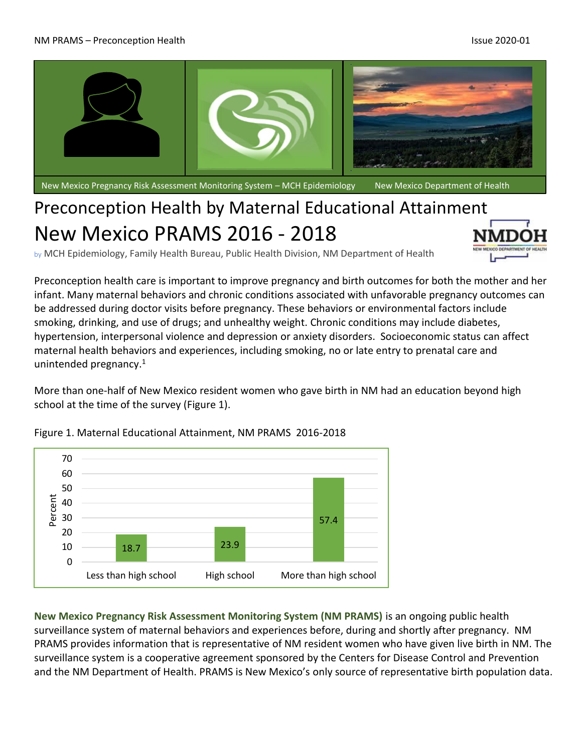New Mexico Pregnancy Risk Assessment Monitoring System – MCH Epidemiology    New Mexico Department of Health

# Preconception Health by Maternal Educational Attainment
# New Mexico PRAMS 2016 - 2018

by MCH Epidemiology, Family Health Bureau, Public Health Division, NM Department of Health

Preconception health care is important to improve pregnancy and birth outcomes for both the mother and her infant. Many maternal behaviors and chronic conditions associated with unfavorable pregnancy outcomes can be addressed during doctor visits before pregnancy. These behaviors or environmental factors include smoking, drinking, and use of drugs; and unhealthy weight. Chronic conditions may include diabetes, hypertension, interpersonal violence and depression or anxiety disorders. Socioeconomic status can affect maternal health behaviors and experiences, including smoking, no or late entry to prenatal care and unintended pregnancy.[1]

More than one-half of New Mexico resident women who gave birth in NM had an education beyond high school at the time of the survey (Figure 1).

Figure 1. Maternal Educational Attainment, NM PRAMS 2016-2018

| Educational Attainment | Percent |
|---|---|
| Less than high school | 18.7 |
| High school | 23.9 |
| More than high school | 57.4 |

**New Mexico Pregnancy Risk Assessment Monitoring System (NM PRAMS)** is an ongoing public health surveillance system of maternal behaviors and experiences before, during and shortly after pregnancy. NM PRAMS provides information that is representative of NM resident women who have given live birth in NM. The surveillance system is a cooperative agreement sponsored by the Centers for Disease Control and Prevention and the NM Department of Health. PRAMS is New Mexico's only source of representative birth population data.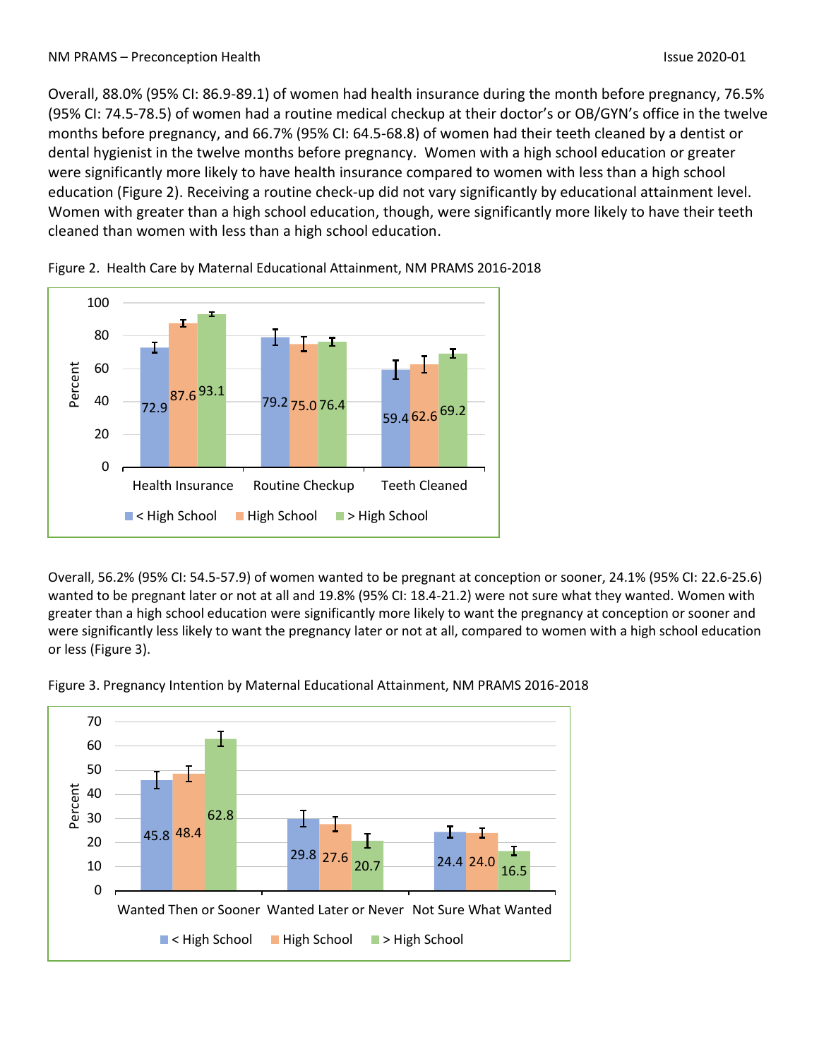Overall, 88.0% (95% CI: 86.9-89.1) of women had health insurance during the month before pregnancy, 76.5% (95% CI: 74.5-78.5) of women had a routine medical checkup at their doctor's or OB/GYN's office in the twelve months before pregnancy, and 66.7% (95% CI: 64.5-68.8) of women had their teeth cleaned by a dentist or dental hygienist in the twelve months before pregnancy. Women with a high school education or greater were significantly more likely to have health insurance compared to women with less than a high school education (Figure 2). Receiving a routine check-up did not vary significantly by educational attainment level. Women with greater than a high school education, though, were significantly more likely to have their teeth cleaned than women with less than a high school education.

Figure 2. Health Care by Maternal Educational Attainment, NM PRAMS 2016-2018

| | < High School | High School | > High School |
|---|---|---|---|
| Health Insurance | 72.9 | 87.6 | 93.1 |
| Routine Checkup | 79.2 | 75.0 | 76.4 |
| Teeth Cleaned | 59.4 | 62.6 | 69.2 |

Overall, 56.2% (95% CI: 54.5-57.9) of women wanted to be pregnant at conception or sooner, 24.1% (95% CI: 22.6-25.6) wanted to be pregnant later or not at all and 19.8% (95% CI: 18.4-21.2) were not sure what they wanted. Women with greater than a high school education were significantly more likely to want the pregnancy at conception or sooner and were significantly less likely to want the pregnancy later or not at all, compared to women with a high school education or less (Figure 3).

Figure 3. Pregnancy Intention by Maternal Educational Attainment, NM PRAMS 2016-2018

| | < High School | High School | > High School |
|---|---|---|---|
| Wanted Then or Sooner | 45.8 | 48.4 | 62.8 |
| Wanted Later or Never | 29.8 | 27.6 | 20.7 |
| Not Sure What Wanted | 24.4 | 24.0 | 16.5 |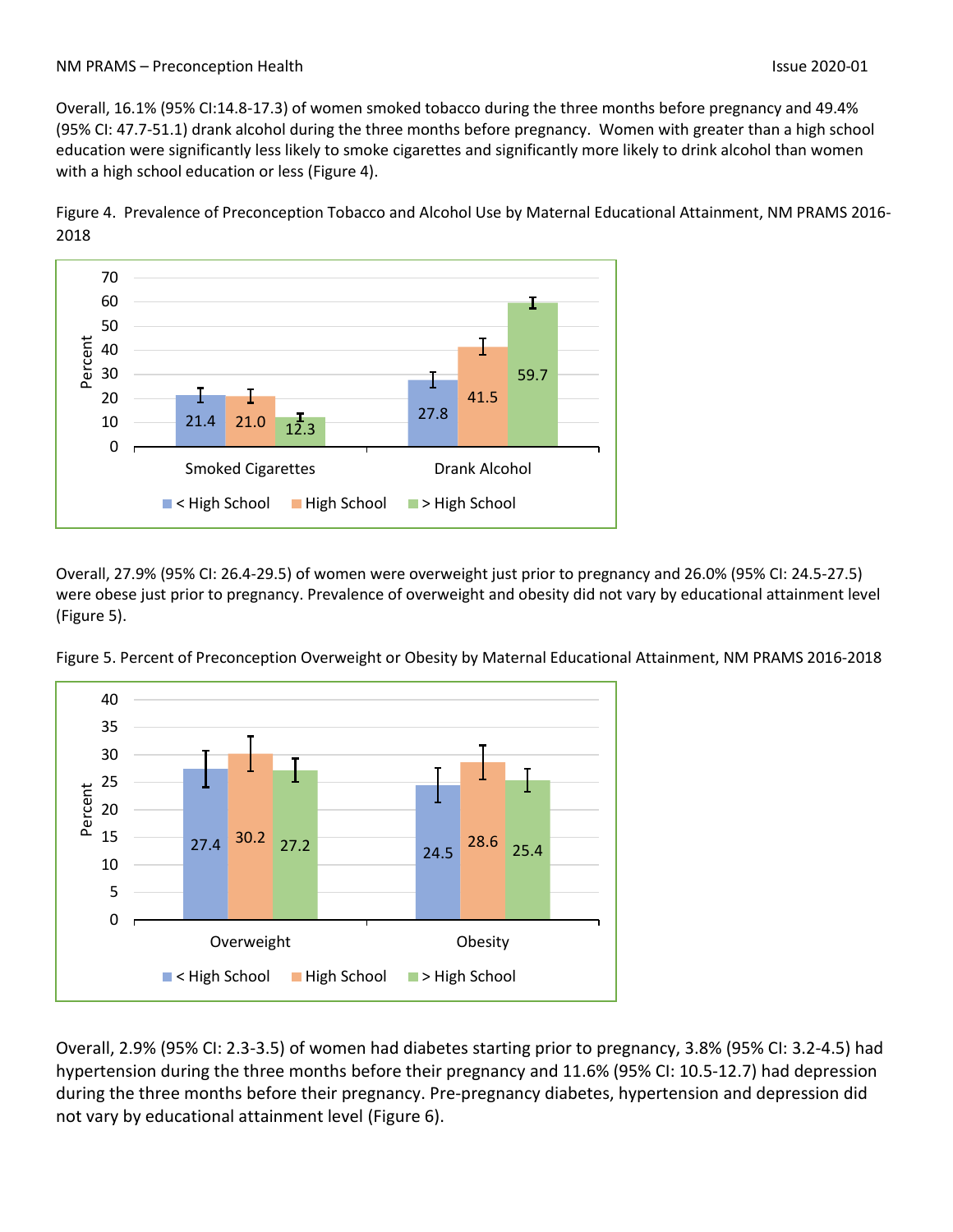Overall, 16.1% (95% CI:14.8-17.3) of women smoked tobacco during the three months before pregnancy and 49.4% (95% CI: 47.7-51.1) drank alcohol during the three months before pregnancy. Women with greater than a high school education were significantly less likely to smoke cigarettes and significantly more likely to drink alcohol than women with a high school education or less (Figure 4).

Figure 4. Prevalence of Preconception Tobacco and Alcohol Use by Maternal Educational Attainment, NM PRAMS 2016-2018

| | < High School | High School | > High School |
|---|---|---|---|
| Smoked Cigarettes | 21.4 | 21.0 | 12.3 |
| Drank Alcohol | 27.8 | 41.5 | 59.7 |

Overall, 27.9% (95% CI: 26.4-29.5) of women were overweight just prior to pregnancy and 26.0% (95% CI: 24.5-27.5) were obese just prior to pregnancy. Prevalence of overweight and obesity did not vary by educational attainment level (Figure 5).

Figure 5. Percent of Preconception Overweight or Obesity by Maternal Educational Attainment, NM PRAMS 2016-2018

| | < High School | High School | > High School |
|---|---|---|---|
| Overweight | 27.4 | 30.2 | 27.2 |
| Obesity | 24.5 | 28.6 | 25.4 |

Overall, 2.9% (95% CI: 2.3-3.5) of women had diabetes starting prior to pregnancy, 3.8% (95% CI: 3.2-4.5) had hypertension during the three months before their pregnancy and 11.6% (95% CI: 10.5-12.7) had depression during the three months before their pregnancy. Pre-pregnancy diabetes, hypertension and depression did not vary by educational attainment level (Figure 6).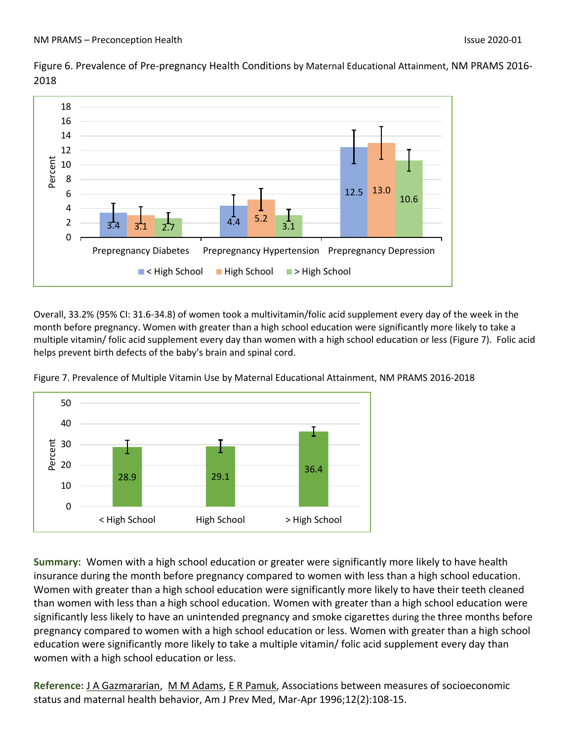Figure 6. Prevalence of Pre-pregnancy Health Conditions by Maternal Educational Attainment, NM PRAMS 2016-2018

Percent

18
16
14
12
10
8
6
4
2
0

3.4 3.1 2.7
Prepregnancy Diabetes

4.4 5.2 3.1
Prepregnancy Hypertension

12.5 13.0 10.6
Prepregnancy Depression

< High School   High School   > High School

Overall, 33.2% (95% CI: 31.6-34.8) of women took a multivitamin/folic acid supplement every day of the week in the month before pregnancy. Women with greater than a high school education were significantly more likely to take a multiple vitamin/ folic acid supplement every day than women with a high school education or less (Figure 7). Folic acid helps prevent birth defects of the baby's brain and spinal cord.

Figure 7. Prevalence of Multiple Vitamin Use by Maternal Educational Attainment, NM PRAMS 2016-2018

Percent

50
40
30
20
10
0

28.9
< High School

29.1
High School

36.4
> High School

**Summary:** Women with a high school education or greater were significantly more likely to have health insurance during the month before pregnancy compared to women with less than a high school education. Women with greater than a high school education were significantly more likely to have their teeth cleaned than women with less than a high school education. Women with greater than a high school education were significantly less likely to have an unintended pregnancy and smoke cigarettes during the three months before pregnancy compared to women with a high school education or less. Women with greater than a high school education were significantly more likely to take a multiple vitamin/ folic acid supplement every day than women with a high school education or less.

**Reference:** J A Gazmararian, M M Adams, E R Pamuk, Associations between measures of socioeconomic status and maternal health behavior, Am J Prev Med, Mar-Apr 1996;12(2):108-15.